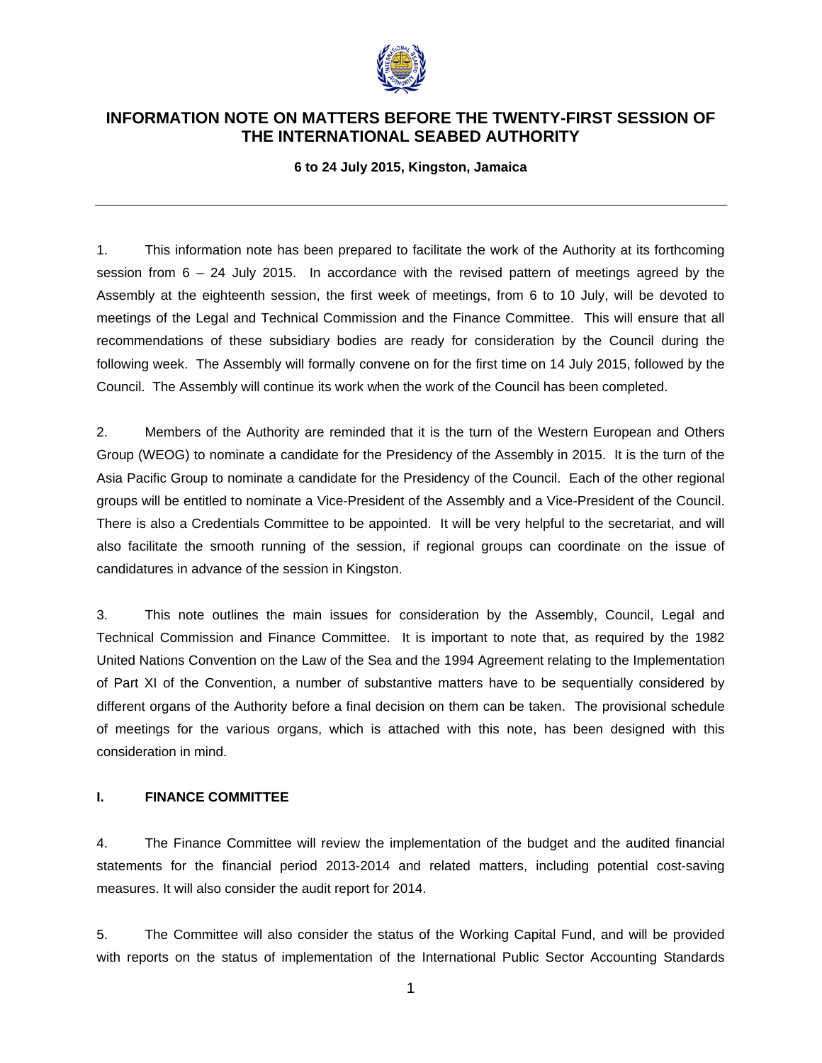# INFORMATION NOTE ON MATTERS BEFORE THE TWENTY-FIRST SESSION OF THE INTERNATIONAL SEABED AUTHORITY

**6 to 24 July 2015, Kingston, Jamaica**

---

1. This information note has been prepared to facilitate the work of the Authority at its forthcoming session from 6 – 24 July 2015. In accordance with the revised pattern of meetings agreed by the Assembly at the eighteenth session, the first week of meetings, from 6 to 10 July, will be devoted to meetings of the Legal and Technical Commission and the Finance Committee. This will ensure that all recommendations of these subsidiary bodies are ready for consideration by the Council during the following week. The Assembly will formally convene on for the first time on 14 July 2015, followed by the Council. The Assembly will continue its work when the work of the Council has been completed.

2. Members of the Authority are reminded that it is the turn of the Western European and Others Group (WEOG) to nominate a candidate for the Presidency of the Assembly in 2015. It is the turn of the Asia Pacific Group to nominate a candidate for the Presidency of the Council. Each of the other regional groups will be entitled to nominate a Vice-President of the Assembly and a Vice-President of the Council. There is also a Credentials Committee to be appointed. It will be very helpful to the secretariat, and will also facilitate the smooth running of the session, if regional groups can coordinate on the issue of candidatures in advance of the session in Kingston.

3. This note outlines the main issues for consideration by the Assembly, Council, Legal and Technical Commission and Finance Committee. It is important to note that, as required by the 1982 United Nations Convention on the Law of the Sea and the 1994 Agreement relating to the Implementation of Part XI of the Convention, a number of substantive matters have to be sequentially considered by different organs of the Authority before a final decision on them can be taken. The provisional schedule of meetings for the various organs, which is attached with this note, has been designed with this consideration in mind.

## I. FINANCE COMMITTEE

4. The Finance Committee will review the implementation of the budget and the audited financial statements for the financial period 2013-2014 and related matters, including potential cost-saving measures. It will also consider the audit report for 2014.

5. The Committee will also consider the status of the Working Capital Fund, and will be provided with reports on the status of implementation of the International Public Sector Accounting Standards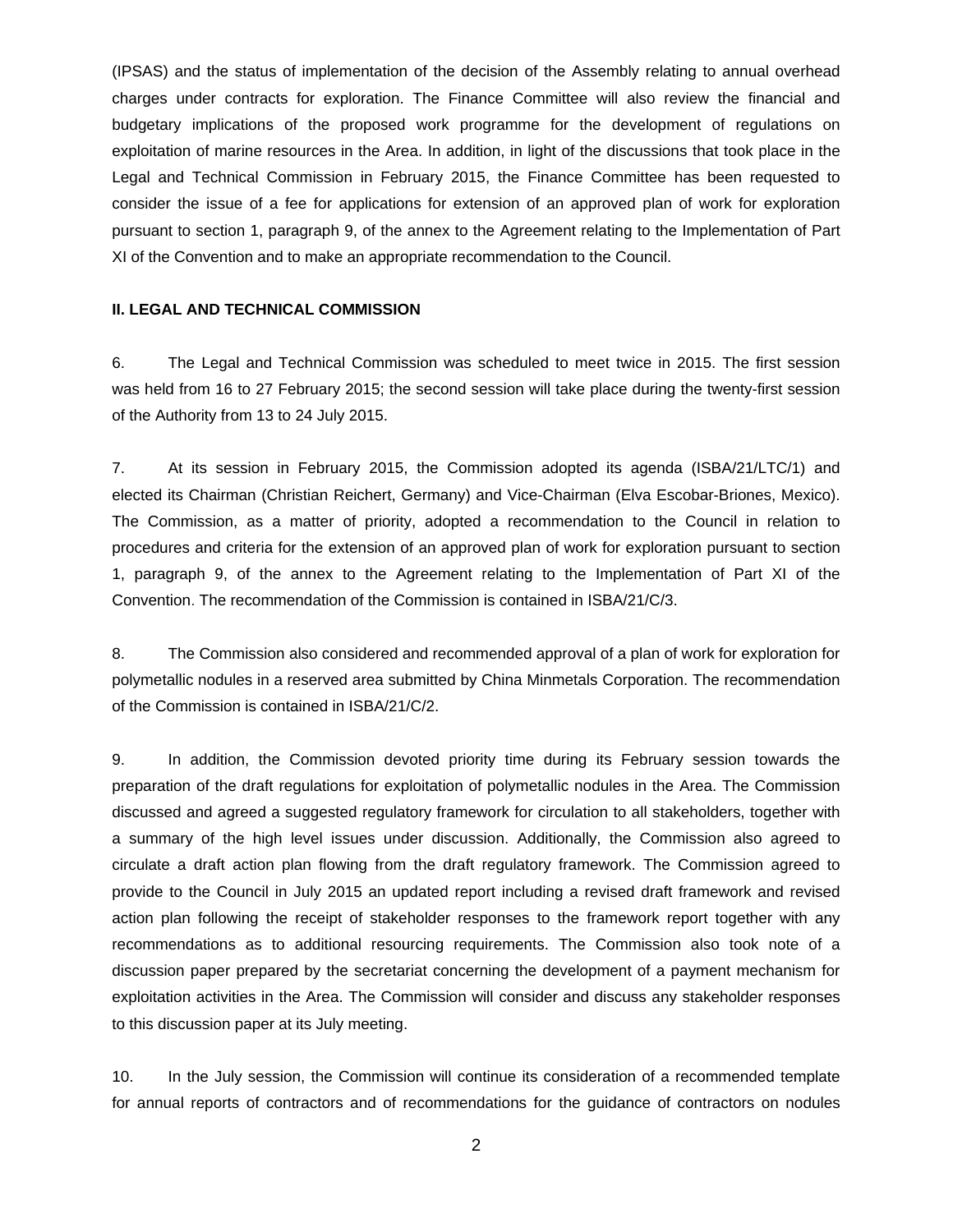(IPSAS) and the status of implementation of the decision of the Assembly relating to annual overhead charges under contracts for exploration. The Finance Committee will also review the financial and budgetary implications of the proposed work programme for the development of regulations on exploitation of marine resources in the Area. In addition, in light of the discussions that took place in the Legal and Technical Commission in February 2015, the Finance Committee has been requested to consider the issue of a fee for applications for extension of an approved plan of work for exploration pursuant to section 1, paragraph 9, of the annex to the Agreement relating to the Implementation of Part XI of the Convention and to make an appropriate recommendation to the Council.

**II. LEGAL AND TECHNICAL COMMISSION**

6. The Legal and Technical Commission was scheduled to meet twice in 2015. The first session was held from 16 to 27 February 2015; the second session will take place during the twenty-first session of the Authority from 13 to 24 July 2015.

7. At its session in February 2015, the Commission adopted its agenda (ISBA/21/LTC/1) and elected its Chairman (Christian Reichert, Germany) and Vice-Chairman (Elva Escobar-Briones, Mexico). The Commission, as a matter of priority, adopted a recommendation to the Council in relation to procedures and criteria for the extension of an approved plan of work for exploration pursuant to section 1, paragraph 9, of the annex to the Agreement relating to the Implementation of Part XI of the Convention. The recommendation of the Commission is contained in ISBA/21/C/3.

8. The Commission also considered and recommended approval of a plan of work for exploration for polymetallic nodules in a reserved area submitted by China Minmetals Corporation. The recommendation of the Commission is contained in ISBA/21/C/2.

9. In addition, the Commission devoted priority time during its February session towards the preparation of the draft regulations for exploitation of polymetallic nodules in the Area. The Commission discussed and agreed a suggested regulatory framework for circulation to all stakeholders, together with a summary of the high level issues under discussion. Additionally, the Commission also agreed to circulate a draft action plan flowing from the draft regulatory framework. The Commission agreed to provide to the Council in July 2015 an updated report including a revised draft framework and revised action plan following the receipt of stakeholder responses to the framework report together with any recommendations as to additional resourcing requirements. The Commission also took note of a discussion paper prepared by the secretariat concerning the development of a payment mechanism for exploitation activities in the Area. The Commission will consider and discuss any stakeholder responses to this discussion paper at its July meeting.

10. In the July session, the Commission will continue its consideration of a recommended template for annual reports of contractors and of recommendations for the guidance of contractors on nodules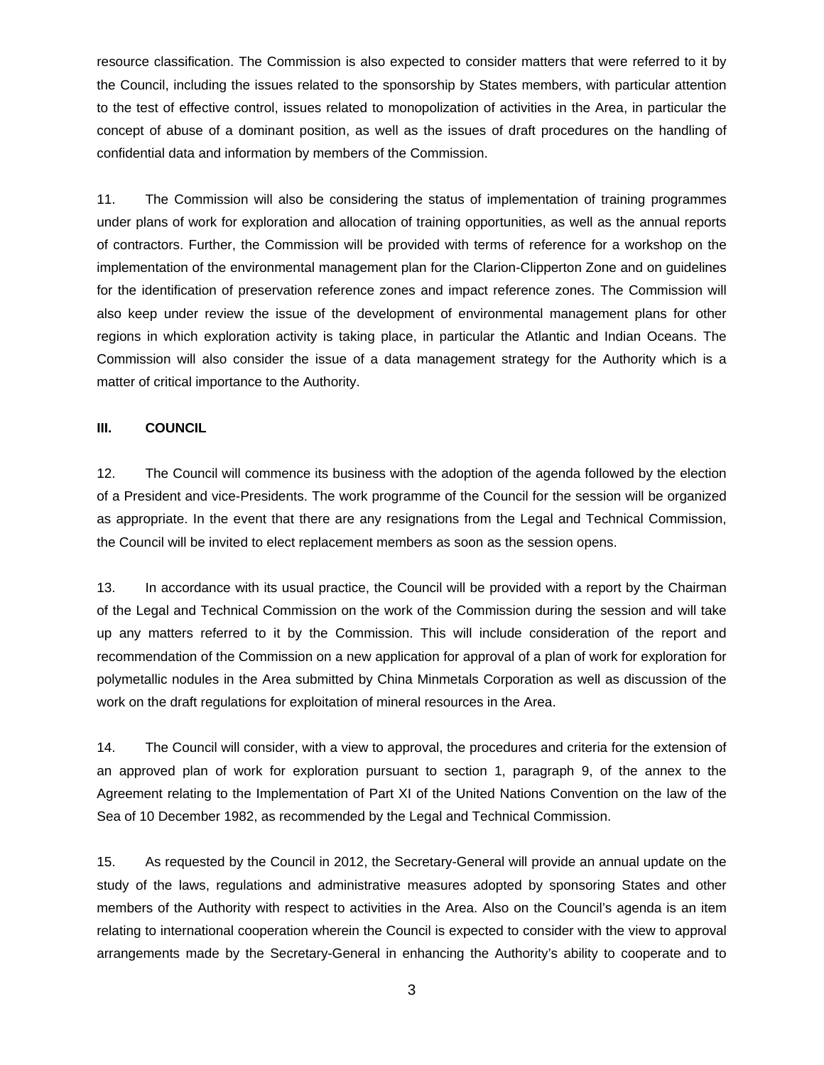resource classification. The Commission is also expected to consider matters that were referred to it by the Council, including the issues related to the sponsorship by States members, with particular attention to the test of effective control, issues related to monopolization of activities in the Area, in particular the concept of abuse of a dominant position, as well as the issues of draft procedures on the handling of confidential data and information by members of the Commission.

11. The Commission will also be considering the status of implementation of training programmes under plans of work for exploration and allocation of training opportunities, as well as the annual reports of contractors. Further, the Commission will be provided with terms of reference for a workshop on the implementation of the environmental management plan for the Clarion-Clipperton Zone and on guidelines for the identification of preservation reference zones and impact reference zones. The Commission will also keep under review the issue of the development of environmental management plans for other regions in which exploration activity is taking place, in particular the Atlantic and Indian Oceans. The Commission will also consider the issue of a data management strategy for the Authority which is a matter of critical importance to the Authority.

## III. COUNCIL

12. The Council will commence its business with the adoption of the agenda followed by the election of a President and vice-Presidents. The work programme of the Council for the session will be organized as appropriate. In the event that there are any resignations from the Legal and Technical Commission, the Council will be invited to elect replacement members as soon as the session opens.

13. In accordance with its usual practice, the Council will be provided with a report by the Chairman of the Legal and Technical Commission on the work of the Commission during the session and will take up any matters referred to it by the Commission. This will include consideration of the report and recommendation of the Commission on a new application for approval of a plan of work for exploration for polymetallic nodules in the Area submitted by China Minmetals Corporation as well as discussion of the work on the draft regulations for exploitation of mineral resources in the Area.

14. The Council will consider, with a view to approval, the procedures and criteria for the extension of an approved plan of work for exploration pursuant to section 1, paragraph 9, of the annex to the Agreement relating to the Implementation of Part XI of the United Nations Convention on the law of the Sea of 10 December 1982, as recommended by the Legal and Technical Commission.

15. As requested by the Council in 2012, the Secretary-General will provide an annual update on the study of the laws, regulations and administrative measures adopted by sponsoring States and other members of the Authority with respect to activities in the Area. Also on the Council's agenda is an item relating to international cooperation wherein the Council is expected to consider with the view to approval arrangements made by the Secretary-General in enhancing the Authority's ability to cooperate and to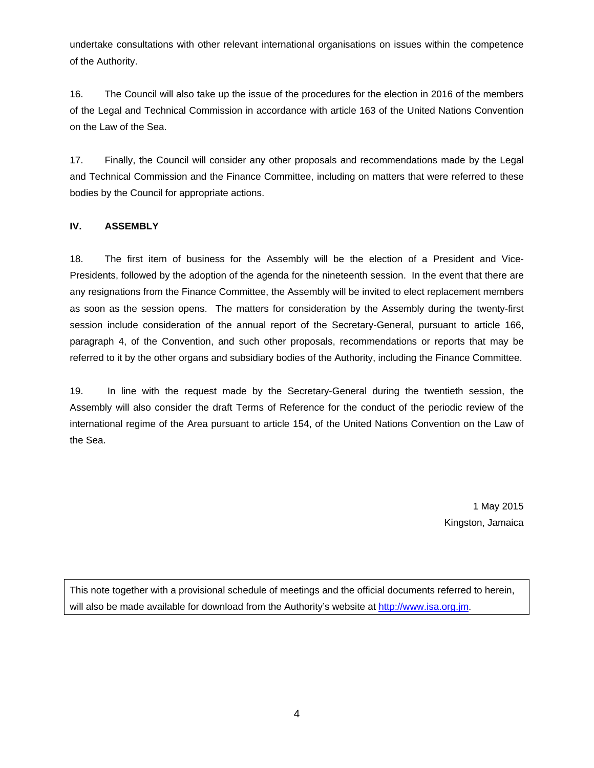undertake consultations with other relevant international organisations on issues within the competence of the Authority.

16. The Council will also take up the issue of the procedures for the election in 2016 of the members of the Legal and Technical Commission in accordance with article 163 of the United Nations Convention on the Law of the Sea.

17. Finally, the Council will consider any other proposals and recommendations made by the Legal and Technical Commission and the Finance Committee, including on matters that were referred to these bodies by the Council for appropriate actions.

## IV. ASSEMBLY

18. The first item of business for the Assembly will be the election of a President and Vice-Presidents, followed by the adoption of the agenda for the nineteenth session. In the event that there are any resignations from the Finance Committee, the Assembly will be invited to elect replacement members as soon as the session opens. The matters for consideration by the Assembly during the twenty-first session include consideration of the annual report of the Secretary-General, pursuant to article 166, paragraph 4, of the Convention, and such other proposals, recommendations or reports that may be referred to it by the other organs and subsidiary bodies of the Authority, including the Finance Committee.

19. In line with the request made by the Secretary-General during the twentieth session, the Assembly will also consider the draft Terms of Reference for the conduct of the periodic review of the international regime of the Area pursuant to article 154, of the United Nations Convention on the Law of the Sea.

1 May 2015
Kingston, Jamaica

This note together with a provisional schedule of meetings and the official documents referred to herein, will also be made available for download from the Authority's website at http://www.isa.org.jm.